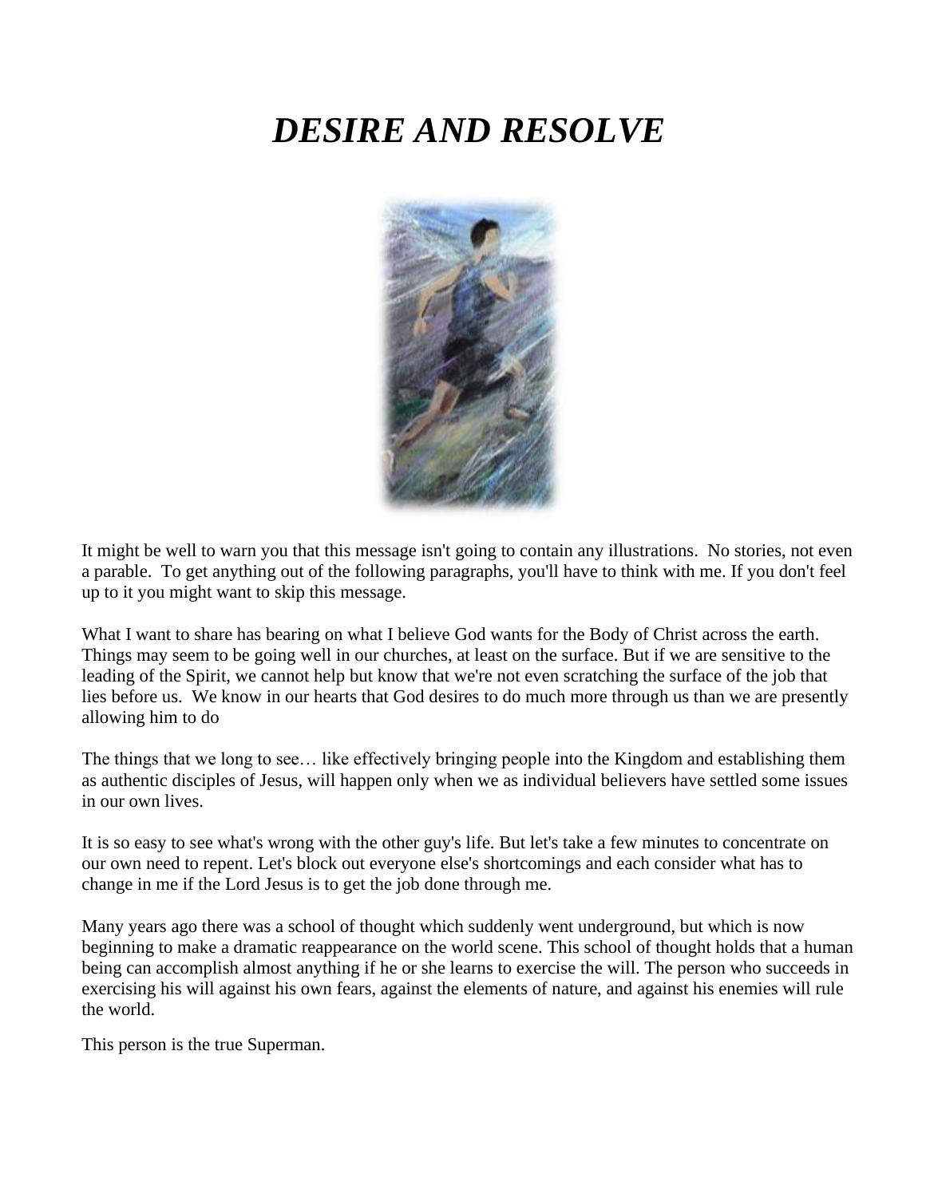# *DESIRE AND RESOLVE*

It might be well to warn you that this message isn't going to contain any illustrations. No stories, not even a parable. To get anything out of the following paragraphs, you'll have to think with me. If you don't feel up to it you might want to skip this message.

What I want to share has bearing on what I believe God wants for the Body of Christ across the earth. Things may seem to be going well in our churches, at least on the surface. But if we are sensitive to the leading of the Spirit, we cannot help but know that we're not even scratching the surface of the job that lies before us. We know in our hearts that God desires to do much more through us than we are presently allowing him to do

The things that we long to see… like effectively bringing people into the Kingdom and establishing them as authentic disciples of Jesus, will happen only when we as individual believers have settled some issues in our own lives.

It is so easy to see what's wrong with the other guy's life. But let's take a few minutes to concentrate on our own need to repent. Let's block out everyone else's shortcomings and each consider what has to change in me if the Lord Jesus is to get the job done through me.

Many years ago there was a school of thought which suddenly went underground, but which is now beginning to make a dramatic reappearance on the world scene. This school of thought holds that a human being can accomplish almost anything if he or she learns to exercise the will. The person who succeeds in exercising his will against his own fears, against the elements of nature, and against his enemies will rule the world.

This person is the true Superman.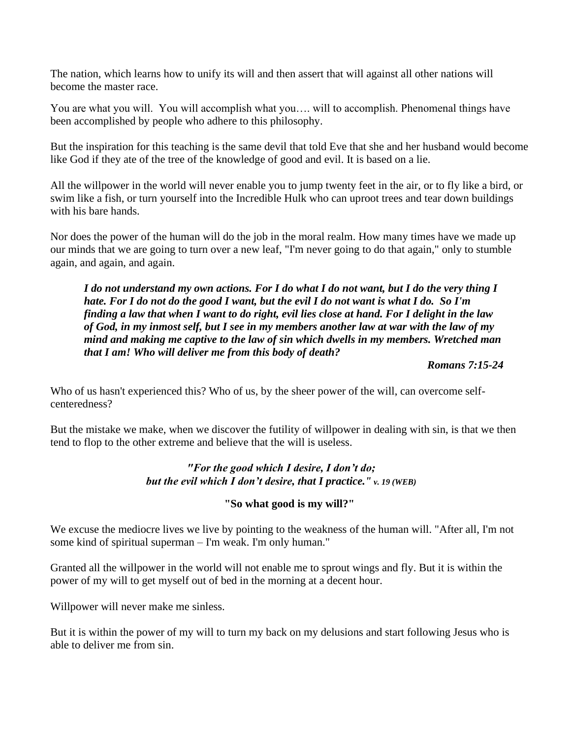The nation, which learns how to unify its will and then assert that will against all other nations will become the master race.

You are what you will. You will accomplish what you…. will to accomplish. Phenomenal things have been accomplished by people who adhere to this philosophy.

But the inspiration for this teaching is the same devil that told Eve that she and her husband would become like God if they ate of the tree of the knowledge of good and evil. It is based on a lie.

All the willpower in the world will never enable you to jump twenty feet in the air, or to fly like a bird, or swim like a fish, or turn yourself into the Incredible Hulk who can uproot trees and tear down buildings with his bare hands.

Nor does the power of the human will do the job in the moral realm. How many times have we made up our minds that we are going to turn over a new leaf, "I'm never going to do that again," only to stumble again, and again, and again.

> ***I do not understand my own actions. For I do what I do not want, but I do the very thing I hate. For I do not do the good I want, but the evil I do not want is what I do. So I'm finding a law that when I want to do right, evil lies close at hand. For I delight in the law of God, in my inmost self, but I see in my members another law at war with the law of my mind and making me captive to the law of sin which dwells in my members. Wretched man that I am! Who will deliver me from this body of death?***
>
> ***Romans 7:15-24***

Who of us hasn't experienced this? Who of us, by the sheer power of the will, can overcome self-centeredness?

But the mistake we make, when we discover the futility of willpower in dealing with sin, is that we then tend to flop to the other extreme and believe that the will is useless.

***"For the good which I desire, I don't do;***
***but the evil which I don't desire, that I practice." v. 19 (WEB)***

**"So what good is my will?"**

We excuse the mediocre lives we live by pointing to the weakness of the human will. "After all, I'm not some kind of spiritual superman – I'm weak. I'm only human."

Granted all the willpower in the world will not enable me to sprout wings and fly. But it is within the power of my will to get myself out of bed in the morning at a decent hour.

Willpower will never make me sinless.

But it is within the power of my will to turn my back on my delusions and start following Jesus who is able to deliver me from sin.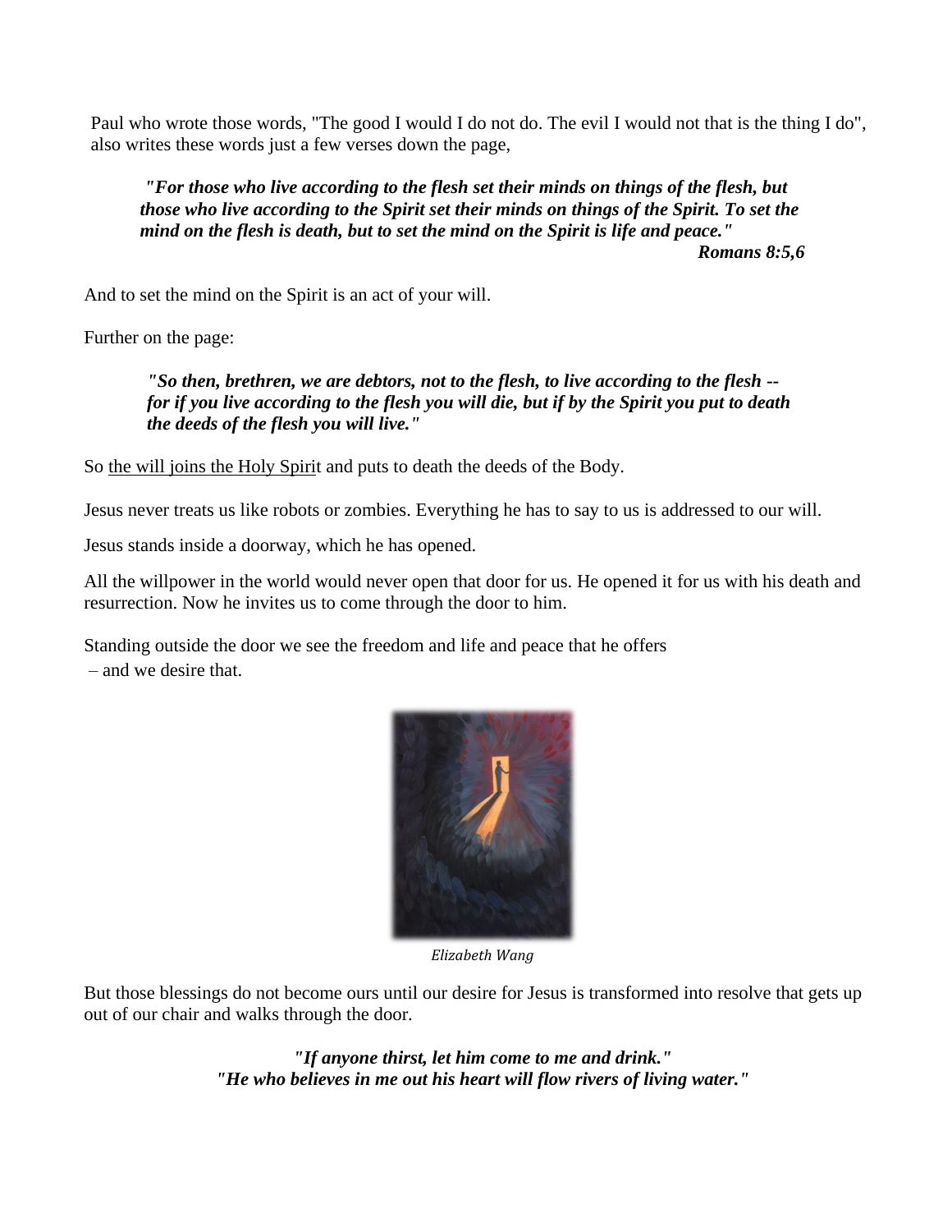Paul who wrote those words, "The good I would I do not do. The evil I would not that is the thing I do", also writes these words just a few verses down the page,

> ***"For those who live according to the flesh set their minds on things of the flesh, but those who live according to the Spirit set their minds on things of the Spirit. To set the mind on the flesh is death, but to set the mind on the Spirit is life and peace."***
> ***Romans 8:5,6***

And to set the mind on the Spirit is an act of your will.

Further on the page:

> ***"So then, brethren, we are debtors, not to the flesh, to live according to the flesh -- for if you live according to the flesh you will die, but if by the Spirit you put to death the deeds of the flesh you will live."***

So <u>the will joins the Holy Spiri</u>t and puts to death the deeds of the Body.

Jesus never treats us like robots or zombies. Everything he has to say to us is addressed to our will.

Jesus stands inside a doorway, which he has opened.

All the willpower in the world would never open that door for us. He opened it for us with his death and resurrection. Now he invites us to come through the door to him.

Standing outside the door we see the freedom and life and peace that he offers
– and we desire that.

*Elizabeth Wang*

But those blessings do not become ours until our desire for Jesus is transformed into resolve that gets up out of our chair and walks through the door.

***"If anyone thirst, let him come to me and drink."***
***"He who believes in me out his heart will flow rivers of living water."***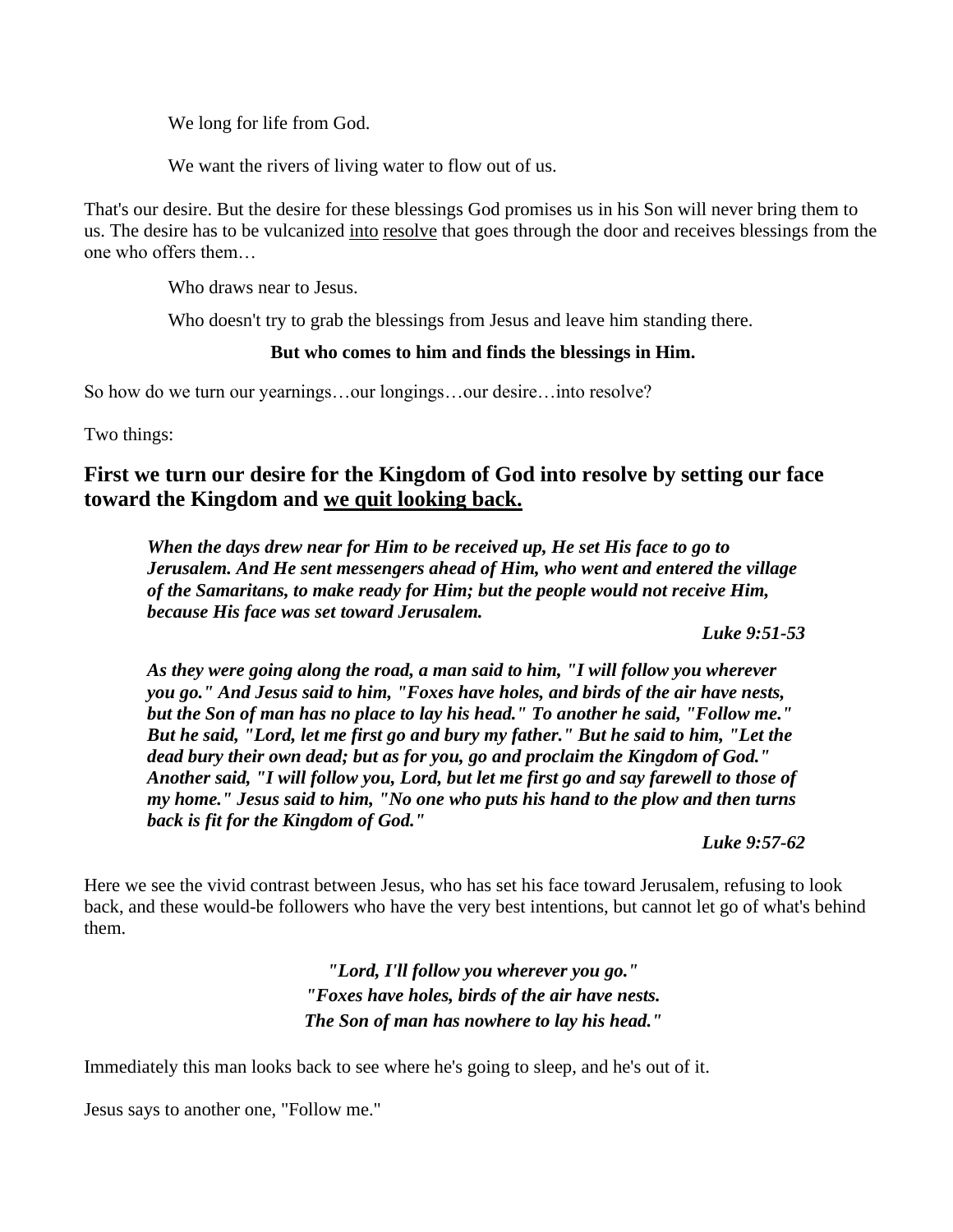We long for life from God.

We want the rivers of living water to flow out of us.

That's our desire. But the desire for these blessings God promises us in his Son will never bring them to us. The desire has to be vulcanized <u>into</u> <u>resolve</u> that goes through the door and receives blessings from the one who offers them…

Who draws near to Jesus.

Who doesn't try to grab the blessings from Jesus and leave him standing there.

**But who comes to him and finds the blessings in Him.**

So how do we turn our yearnings…our longings…our desire…into resolve?

Two things:

### First we turn our desire for the Kingdom of God into resolve by setting our face toward the Kingdom and <u>we quit looking back.</u>

> ***When the days drew near for Him to be received up, He set His face to go to Jerusalem. And He sent messengers ahead of Him, who went and entered the village of the Samaritans, to make ready for Him; but the people would not receive Him, because His face was set toward Jerusalem.***
>
> ***Luke 9:51-53***

> ***As they were going along the road, a man said to him, "I will follow you wherever you go." And Jesus said to him, "Foxes have holes, and birds of the air have nests, but the Son of man has no place to lay his head." To another he said, "Follow me." But he said, "Lord, let me first go and bury my father." But he said to him, "Let the dead bury their own dead; but as for you, go and proclaim the Kingdom of God." Another said, "I will follow you, Lord, but let me first go and say farewell to those of my home." Jesus said to him, "No one who puts his hand to the plow and then turns back is fit for the Kingdom of God."***
>
> ***Luke 9:57-62***

Here we see the vivid contrast between Jesus, who has set his face toward Jerusalem, refusing to look back, and these would-be followers who have the very best intentions, but cannot let go of what's behind them.

***"Lord, I'll follow you wherever you go."***
***"Foxes have holes, birds of the air have nests.***
***The Son of man has nowhere to lay his head."***

Immediately this man looks back to see where he's going to sleep, and he's out of it.

Jesus says to another one, "Follow me."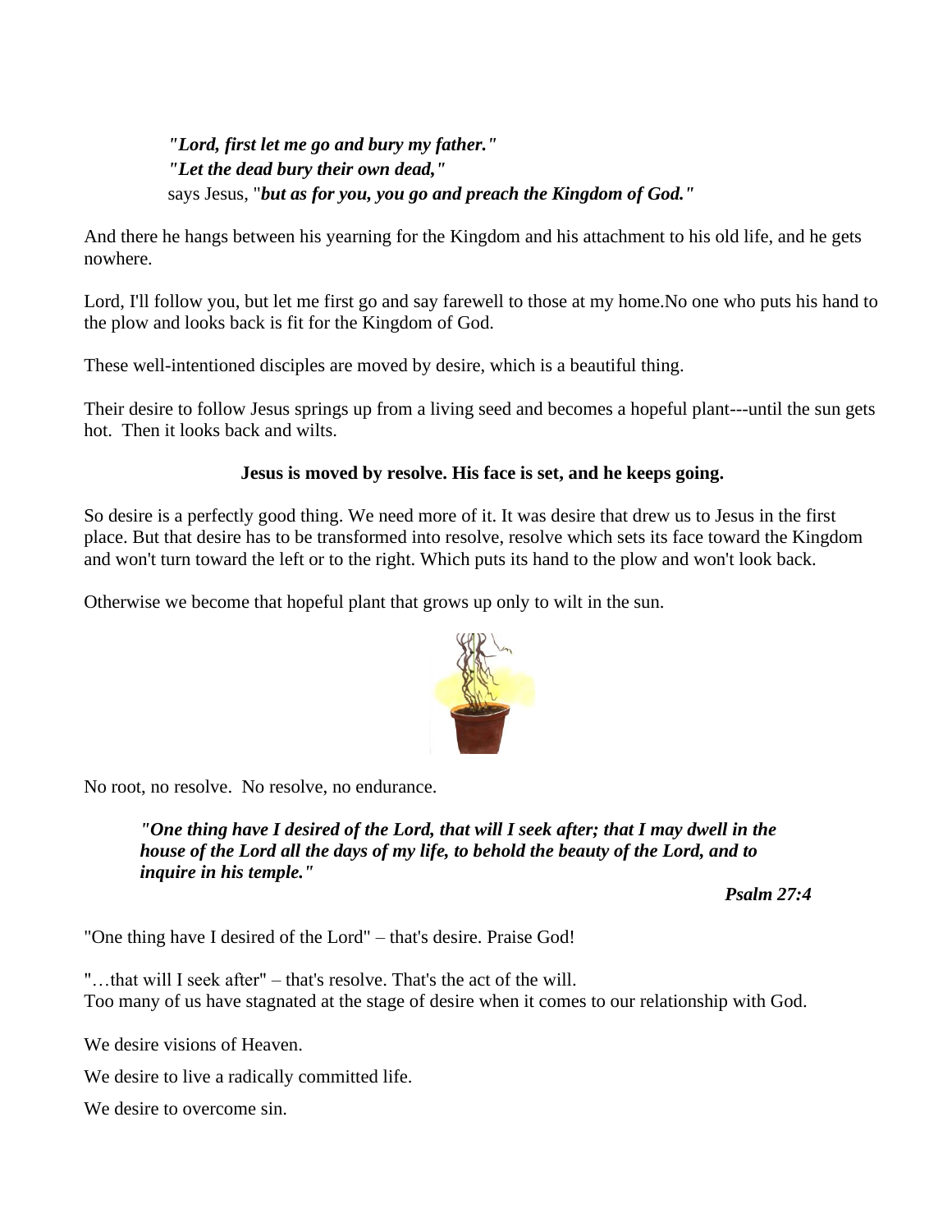> ***"Lord, first let me go and bury my father."***
> ***"Let the dead bury their own dead,"***
> says Jesus, "***but as for you, you go and preach the Kingdom of God."***

And there he hangs between his yearning for the Kingdom and his attachment to his old life, and he gets nowhere.

Lord, I'll follow you, but let me first go and say farewell to those at my home.No one who puts his hand to the plow and looks back is fit for the Kingdom of God.

These well-intentioned disciples are moved by desire, which is a beautiful thing.

Their desire to follow Jesus springs up from a living seed and becomes a hopeful plant---until the sun gets hot. Then it looks back and wilts.

**Jesus is moved by resolve. His face is set, and he keeps going.**

So desire is a perfectly good thing. We need more of it. It was desire that drew us to Jesus in the first place. But that desire has to be transformed into resolve, resolve which sets its face toward the Kingdom and won't turn toward the left or to the right. Which puts its hand to the plow and won't look back.

Otherwise we become that hopeful plant that grows up only to wilt in the sun.

No root, no resolve. No resolve, no endurance.

> ***"One thing have I desired of the Lord, that will I seek after; that I may dwell in the house of the Lord all the days of my life, to behold the beauty of the Lord, and to inquire in his temple."***
>
> ***Psalm 27:4***

"One thing have I desired of the Lord" – that's desire. Praise God!

"…that will I seek after" – that's resolve. That's the act of the will.
Too many of us have stagnated at the stage of desire when it comes to our relationship with God.

We desire visions of Heaven.

We desire to live a radically committed life.

We desire to overcome sin.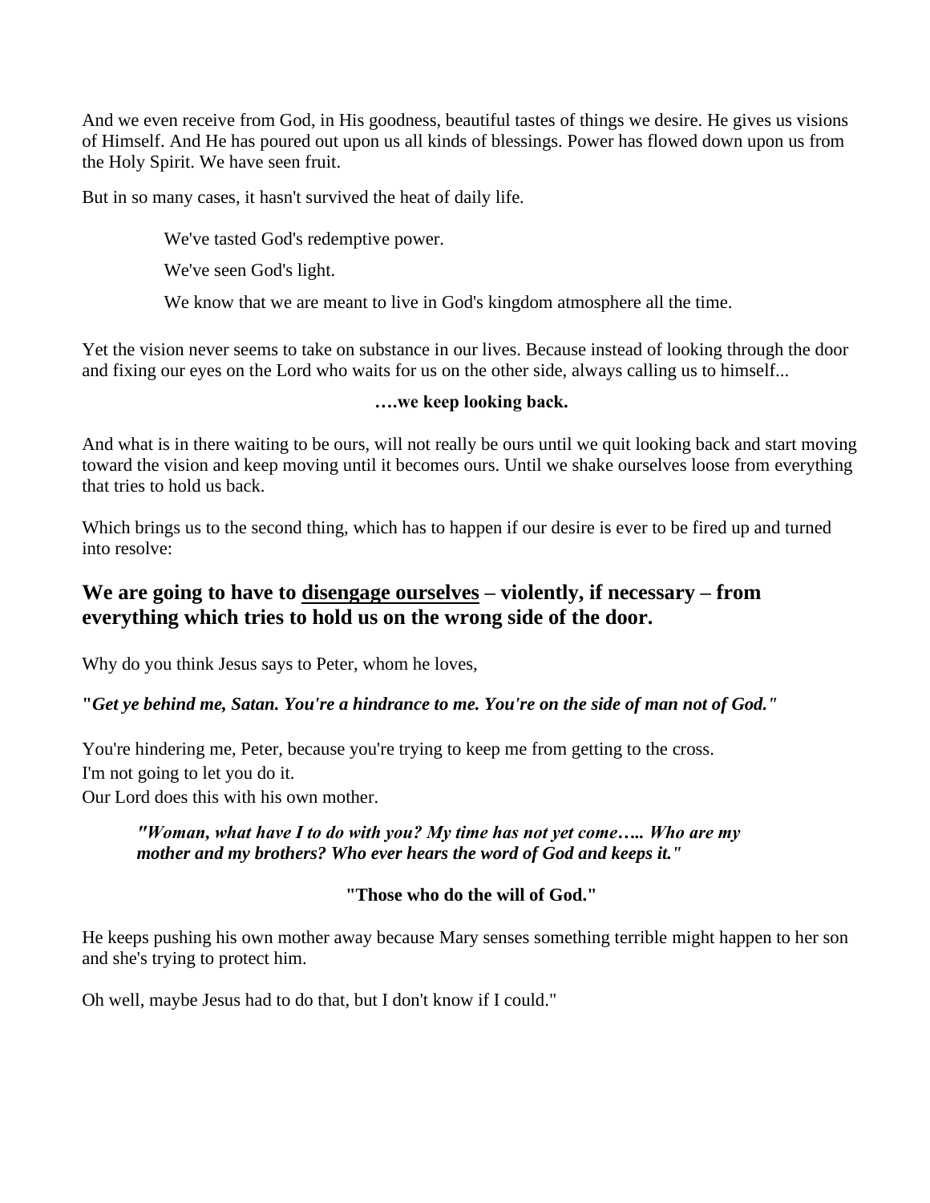And we even receive from God, in His goodness, beautiful tastes of things we desire. He gives us visions of Himself. And He has poured out upon us all kinds of blessings. Power has flowed down upon us from the Holy Spirit. We have seen fruit.

But in so many cases, it hasn't survived the heat of daily life.

> We've tasted God's redemptive power.
>
> We've seen God's light.
>
> We know that we are meant to live in God's kingdom atmosphere all the time.

Yet the vision never seems to take on substance in our lives. Because instead of looking through the door and fixing our eyes on the Lord who waits for us on the other side, always calling us to himself...

**….we keep looking back.**

And what is in there waiting to be ours, will not really be ours until we quit looking back and start moving toward the vision and keep moving until it becomes ours. Until we shake ourselves loose from everything that tries to hold us back.

Which brings us to the second thing, which has to happen if our desire is ever to be fired up and turned into resolve:

## We are going to have to <u>disengage ourselves</u> – violently, if necessary – from everything which tries to hold us on the wrong side of the door.

Why do you think Jesus says to Peter, whom he loves,

***"Get ye behind me, Satan. You're a hindrance to me. You're on the side of man not of God."***

You're hindering me, Peter, because you're trying to keep me from getting to the cross.
I'm not going to let you do it.
Our Lord does this with his own mother.

> ***"Woman, what have I to do with you? My time has not yet come….. Who are my mother and my brothers? Who ever hears the word of God and keeps it."***

**"Those who do the will of God."**

He keeps pushing his own mother away because Mary senses something terrible might happen to her son and she's trying to protect him.

Oh well, maybe Jesus had to do that, but I don't know if I could."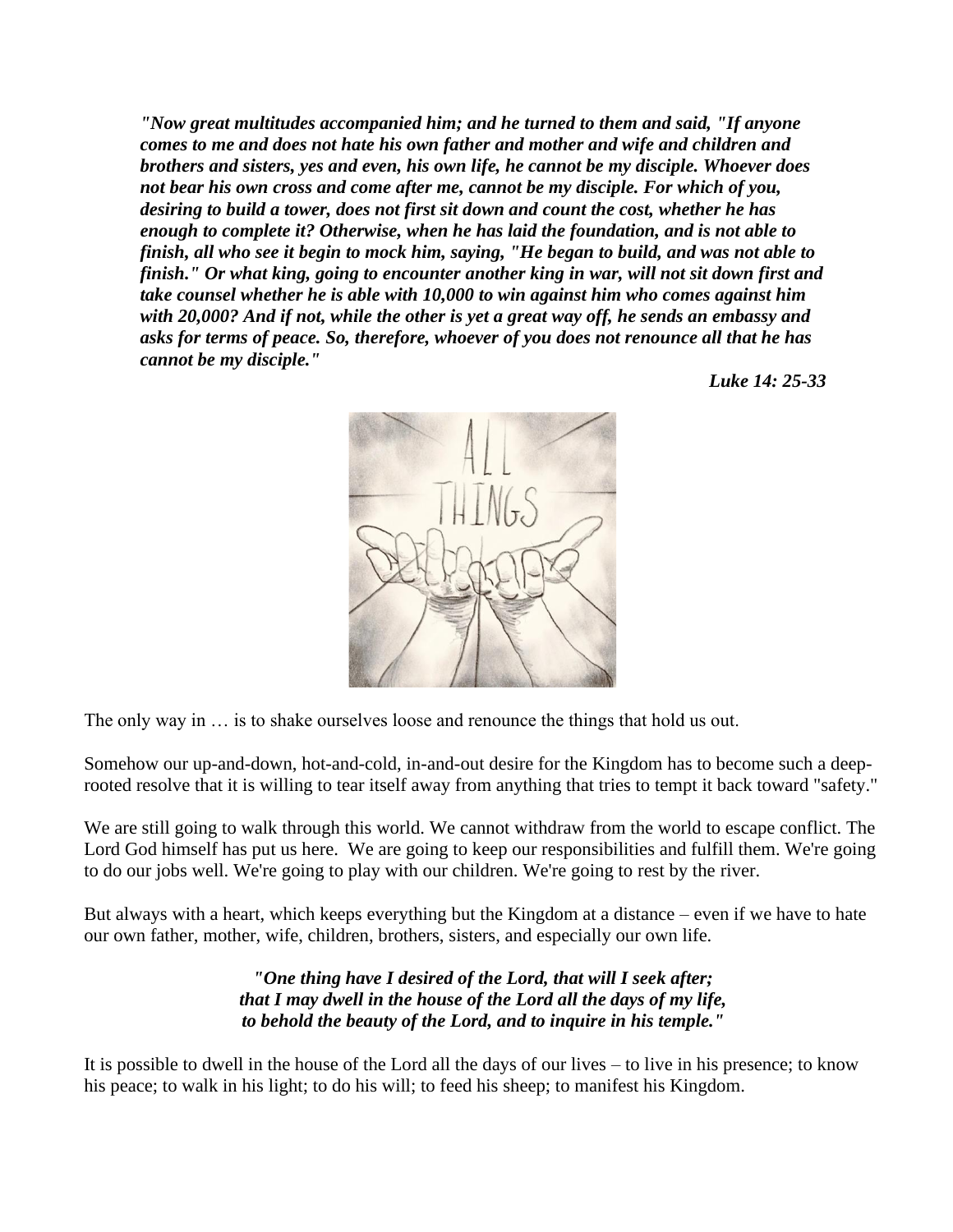*"Now great multitudes accompanied him; and he turned to them and said, "If anyone comes to me and does not hate his own father and mother and wife and children and brothers and sisters, yes and even, his own life, he cannot be my disciple. Whoever does not bear his own cross and come after me, cannot be my disciple. For which of you, desiring to build a tower, does not first sit down and count the cost, whether he has enough to complete it? Otherwise, when he has laid the foundation, and is not able to finish, all who see it begin to mock him, saying, "He began to build, and was not able to finish." Or what king, going to encounter another king in war, will not sit down first and take counsel whether he is able with 10,000 to win against him who comes against him with 20,000? And if not, while the other is yet a great way off, he sends an embassy and asks for terms of peace. So, therefore, whoever of you does not renounce all that he has cannot be my disciple."*

***Luke 14: 25-33***

The only way in … is to shake ourselves loose and renounce the things that hold us out.

Somehow our up-and-down, hot-and-cold, in-and-out desire for the Kingdom has to become such a deep-rooted resolve that it is willing to tear itself away from anything that tries to tempt it back toward "safety."

We are still going to walk through this world. We cannot withdraw from the world to escape conflict. The Lord God himself has put us here. We are going to keep our responsibilities and fulfill them. We're going to do our jobs well. We're going to play with our children. We're going to rest by the river.

But always with a heart, which keeps everything but the Kingdom at a distance – even if we have to hate our own father, mother, wife, children, brothers, sisters, and especially our own life.

***"One thing have I desired of the Lord, that will I seek after;***
***that I may dwell in the house of the Lord all the days of my life,***
***to behold the beauty of the Lord, and to inquire in his temple."***

It is possible to dwell in the house of the Lord all the days of our lives – to live in his presence; to know his peace; to walk in his light; to do his will; to feed his sheep; to manifest his Kingdom.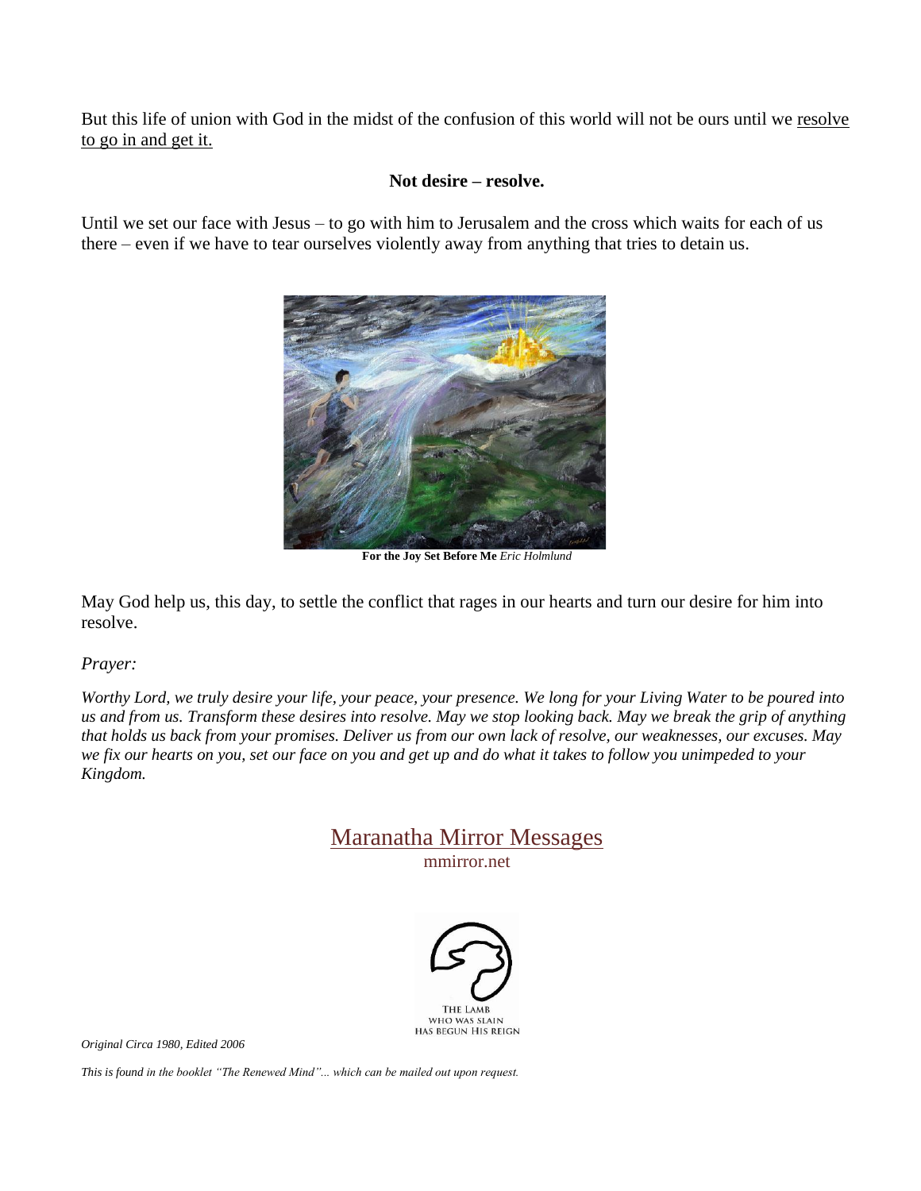But this life of union with God in the midst of the confusion of this world will not be ours until we resolve to go in and get it.

**Not desire – resolve.**

Until we set our face with Jesus – to go with him to Jerusalem and the cross which waits for each of us there – even if we have to tear ourselves violently away from anything that tries to detain us.

**For the Joy Set Before Me** *Eric Holmlund*

May God help us, this day, to settle the conflict that rages in our hearts and turn our desire for him into resolve.

*Prayer:*

*Worthy Lord, we truly desire your life, your peace, your presence. We long for your Living Water to be poured into us and from us. Transform these desires into resolve. May we stop looking back. May we break the grip of anything that holds us back from your promises. Deliver us from our own lack of resolve, our weaknesses, our excuses. May we fix our hearts on you, set our face on you and get up and do what it takes to follow you unimpeded to your Kingdom.*

Maranatha Mirror Messages
mmirror.net

THE LAMB
WHO WAS SLAIN
HAS BEGUN HIS REIGN

*Original Circa 1980, Edited 2006*

*This is found in the booklet "The Renewed Mind"... which can be mailed out upon request.*